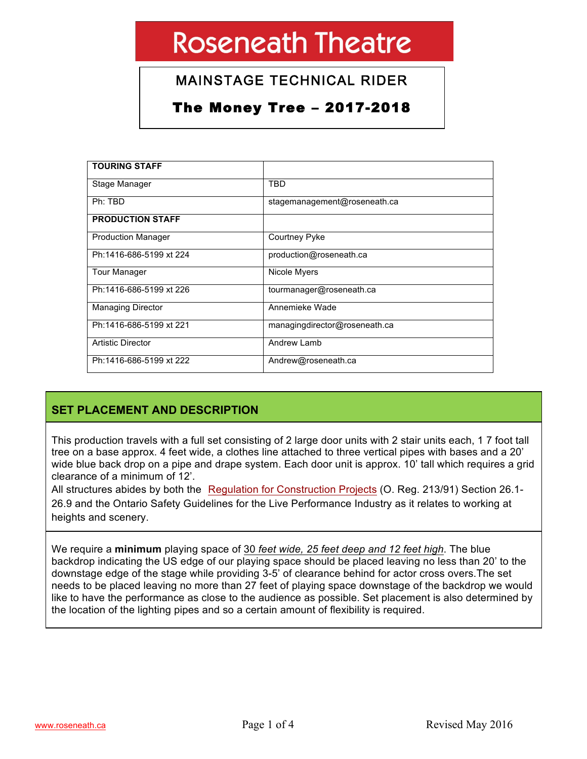# Roseneath Theatre

## MAINSTAGE TECHNICAL RIDER

## The Money Tree – 2017-2018

| TOURING STAFF | |
|---|---|
| Stage Manager | TBD |
| Ph: TBD | stagemanagement@roseneath.ca |
| **PRODUCTION STAFF** | |
| Production Manager | Courtney Pyke |
| Ph:1416-686-5199 xt 224 | production@roseneath.ca |
| Tour Manager | Nicole Myers |
| Ph:1416-686-5199 xt 226 | tourmanager@roseneath.ca |
| Managing Director | Annemieke Wade |
| Ph:1416-686-5199 xt 221 | managingdirector@roseneath.ca |
| Artistic Director | Andrew Lamb |
| Ph:1416-686-5199 xt 222 | Andrew@roseneath.ca |

## SET PLACEMENT AND DESCRIPTION

This production travels with a full set consisting of 2 large door units with 2 stair units each, 1 7 foot tall tree on a base approx. 4 feet wide, a clothes line attached to three vertical pipes with bases and a 20' wide blue back drop on a pipe and drape system. Each door unit is approx. 10' tall which requires a grid clearance of a minimum of 12'.

All structures abides by both the Regulation for Construction Projects (O. Reg. 213/91) Section 26.1-26.9 and the Ontario Safety Guidelines for the Live Performance Industry as it relates to working at heights and scenery.

We require a **minimum** playing space of 30 *feet wide, 25 feet deep and 12 feet high*. The blue backdrop indicating the US edge of our playing space should be placed leaving no less than 20' to the downstage edge of the stage while providing 3-5' of clearance behind for actor cross overs.The set needs to be placed leaving no more than 27 feet of playing space downstage of the backdrop we would like to have the performance as close to the audience as possible. Set placement is also determined by the location of the lighting pipes and so a certain amount of flexibility is required.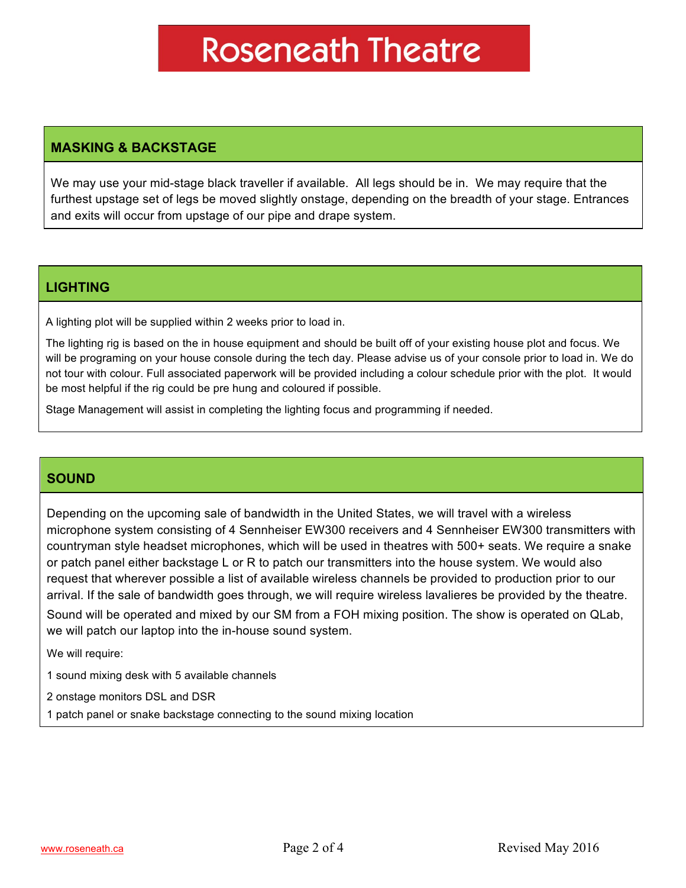# Roseneath Theatre

## MASKING & BACKSTAGE

We may use your mid-stage black traveller if available. All legs should be in. We may require that the furthest upstage set of legs be moved slightly onstage, depending on the breadth of your stage. Entrances and exits will occur from upstage of our pipe and drape system.

## LIGHTING

A lighting plot will be supplied within 2 weeks prior to load in.

The lighting rig is based on the in house equipment and should be built off of your existing house plot and focus. We will be programing on your house console during the tech day. Please advise us of your console prior to load in. We do not tour with colour. Full associated paperwork will be provided including a colour schedule prior with the plot. It would be most helpful if the rig could be pre hung and coloured if possible.

Stage Management will assist in completing the lighting focus and programming if needed.

## SOUND

Depending on the upcoming sale of bandwidth in the United States, we will travel with a wireless microphone system consisting of 4 Sennheiser EW300 receivers and 4 Sennheiser EW300 transmitters with countryman style headset microphones, which will be used in theatres with 500+ seats. We require a snake or patch panel either backstage L or R to patch our transmitters into the house system. We would also request that wherever possible a list of available wireless channels be provided to production prior to our arrival. If the sale of bandwidth goes through, we will require wireless lavalieres be provided by the theatre.

Sound will be operated and mixed by our SM from a FOH mixing position. The show is operated on QLab, we will patch our laptop into the in-house sound system.

We will require:

1 sound mixing desk with 5 available channels

2 onstage monitors DSL and DSR

1 patch panel or snake backstage connecting to the sound mixing location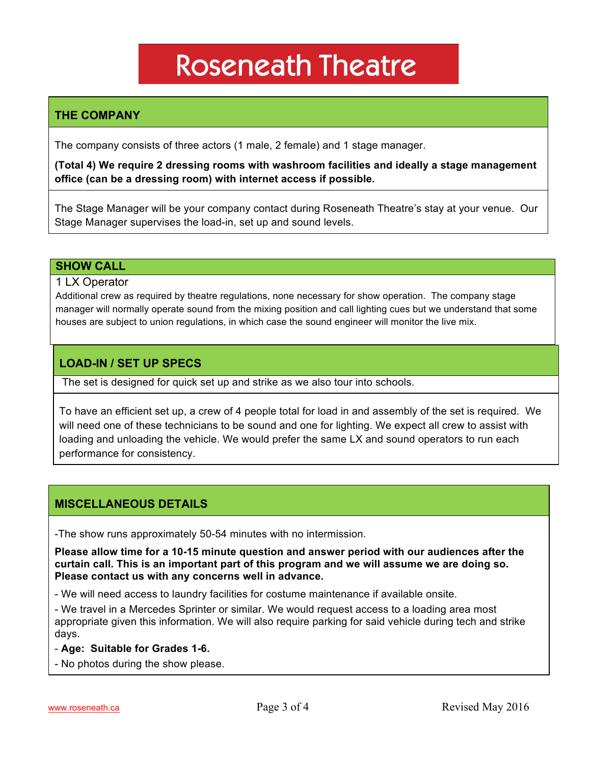# Roseneath Theatre

## THE COMPANY

The company consists of three actors (1 male, 2 female) and 1 stage manager.

**(Total 4) We require 2 dressing rooms with washroom facilities and ideally a stage management office (can be a dressing room) with internet access if possible.**

The Stage Manager will be your company contact during Roseneath Theatre's stay at your venue. Our Stage Manager supervises the load-in, set up and sound levels.

## SHOW CALL

1 LX Operator

Additional crew as required by theatre regulations, none necessary for show operation. The company stage manager will normally operate sound from the mixing position and call lighting cues but we understand that some houses are subject to union regulations, in which case the sound engineer will monitor the live mix.

## LOAD-IN / SET UP SPECS

The set is designed for quick set up and strike as we also tour into schools.

To have an efficient set up, a crew of 4 people total for load in and assembly of the set is required. We will need one of these technicians to be sound and one for lighting. We expect all crew to assist with loading and unloading the vehicle. We would prefer the same LX and sound operators to run each performance for consistency.

## MISCELLANEOUS DETAILS

-The show runs approximately 50-54 minutes with no intermission.

**Please allow time for a 10-15 minute question and answer period with our audiences after the curtain call. This is an important part of this program and we will assume we are doing so. Please contact us with any concerns well in advance.**

- We will need access to laundry facilities for costume maintenance if available onsite.
- We travel in a Mercedes Sprinter or similar. We would request access to a loading area most appropriate given this information. We will also require parking for said vehicle during tech and strike days.
- **Age: Suitable for Grades 1-6.**
- No photos during the show please.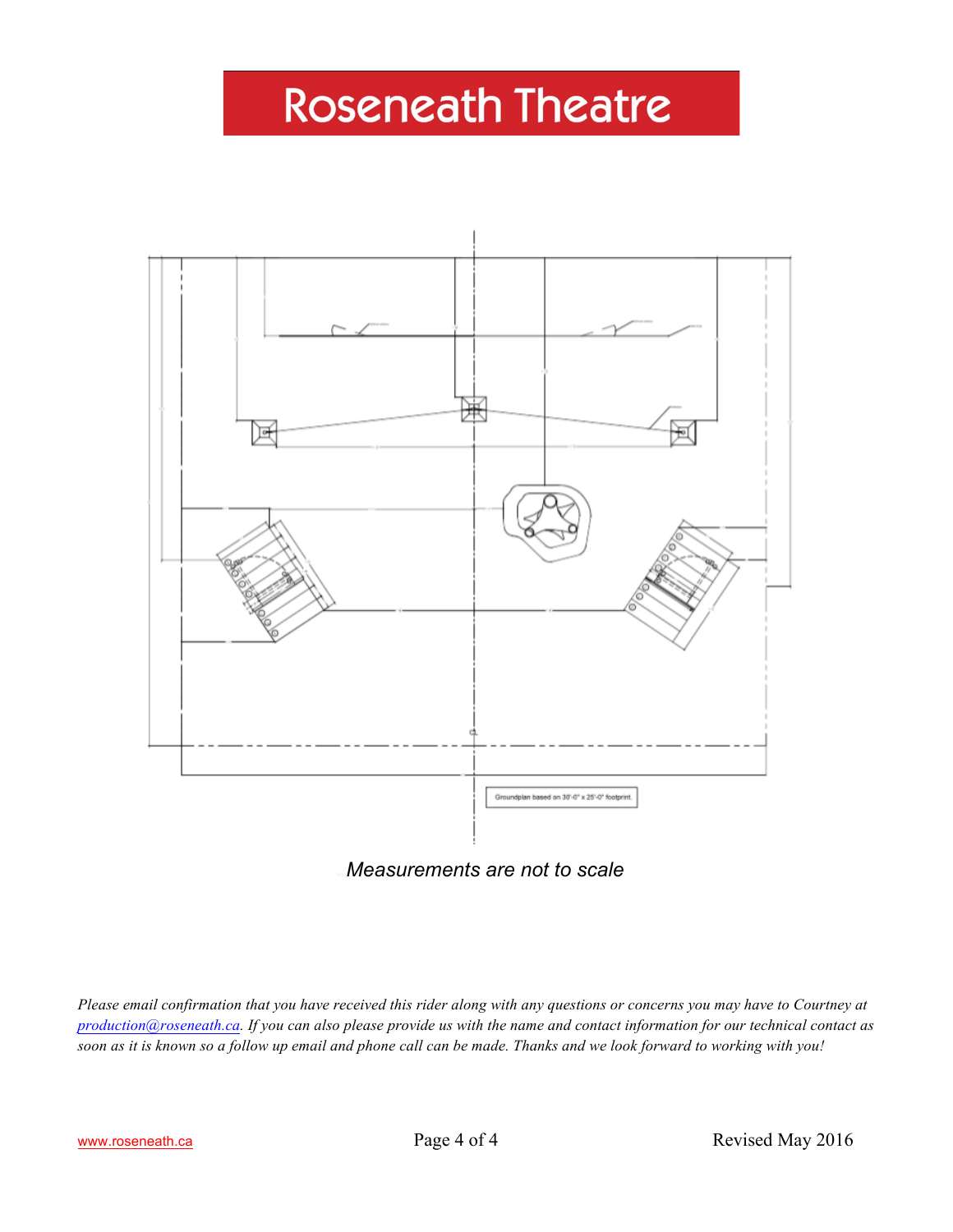# Roseneath Theatre

Groundplan based on 30'-0" x 25'-0" footprint.

*Measurements are not to scale*

*Please email confirmation that you have received this rider along with any questions or concerns you may have to Courtney at [production@roseneath.ca](mailto:production@roseneath.ca). If you can also please provide us with the name and contact information for our technical contact as soon as it is known so a follow up email and phone call can be made. Thanks and we look forward to working with you!*

[www.roseneath.ca](http://www.roseneath.ca) Revised May 2016